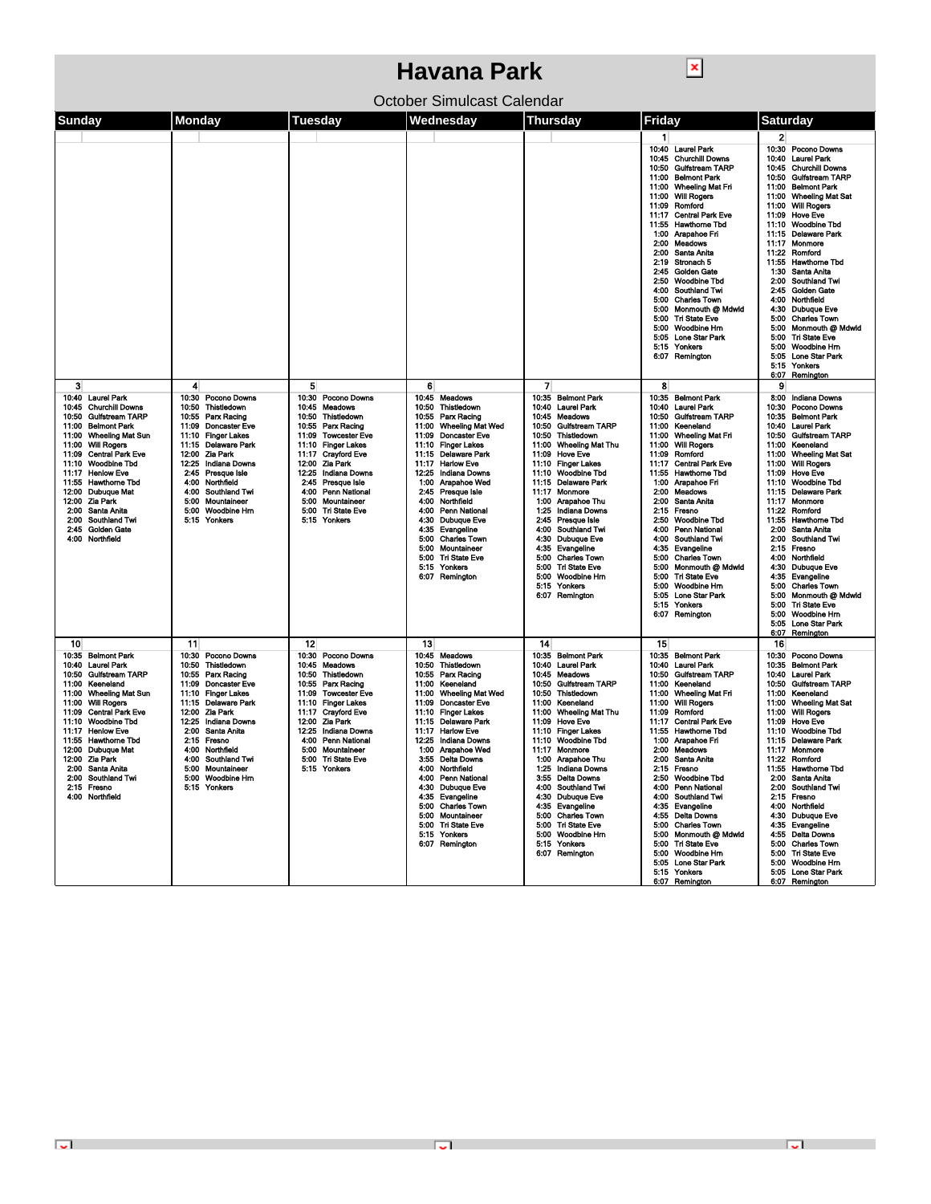# Havana Park

October Simulcast Calendar

| Sunday | Monday | Tuesday | Wednesday | Thursday | Friday | Saturday |
|---|---|---|---|---|---|---|
| | | | | | **1**<br>10:40 Laurel Park<br>10:45 Churchill Downs<br>10:50 Gulfstream TARP<br>11:00 Belmont Park<br>11:00 Wheeling Mat Fri<br>11:00 Will Rogers<br>11:09 Romford<br>11:17 Central Park Eve<br>11:55 Hawthorne Tbd<br>1:00 Arapahoe Fri<br>2:00 Meadows<br>2:00 Santa Anita<br>2:19 Stronach 5<br>2:45 Golden Gate<br>2:50 Woodbine Tbd<br>4:00 Southland Twi<br>5:00 Charles Town<br>5:00 Monmouth @ Mdwld<br>5:00 Tri State Eve<br>5:00 Woodbine Hrn<br>5:05 Lone Star Park<br>5:15 Yonkers<br>6:07 Remington | **2**<br>10:30 Pocono Downs<br>10:40 Laurel Park<br>10:45 Churchill Downs<br>10:50 Gulfstream TARP<br>11:00 Belmont Park<br>11:00 Wheeling Mat Sat<br>11:00 Will Rogers<br>11:09 Hove Eve<br>11:10 Woodbine Tbd<br>11:15 Delaware Park<br>11:17 Monmore<br>11:22 Romford<br>11:55 Hawthorne Tbd<br>1:30 Santa Anita<br>2:00 Southland Twi<br>2:45 Golden Gate<br>4:00 Northfield<br>4:30 Dubuque Eve<br>5:00 Charles Town<br>5:00 Monmouth @ Mdwld<br>5:00 Tri State Eve<br>5:00 Woodbine Hrn<br>5:05 Lone Star Park<br>5:15 Yonkers<br>6:07 Remington |
| **3**<br>10:40 Laurel Park<br>10:45 Churchill Downs<br>10:50 Gulfstream TARP<br>11:00 Belmont Park<br>11:00 Wheeling Mat Sun<br>11:00 Will Rogers<br>11:09 Central Park Eve<br>11:10 Woodbine Tbd<br>11:17 Henlow Eve<br>11:55 Hawthorne Tbd<br>12:00 Dubuque Mat<br>12:00 Zia Park<br>2:00 Santa Anita<br>2:00 Southland Twi<br>2:45 Golden Gate<br>4:00 Northfield | **4**<br>10:30 Pocono Downs<br>10:50 Thistledown<br>10:55 Parx Racing<br>11:09 Doncaster Eve<br>11:10 Finger Lakes<br>11:15 Delaware Park<br>12:00 Zia Park<br>12:25 Indiana Downs<br>2:45 Presque Isle<br>4:00 Northfield<br>4:00 Southland Twi<br>5:00 Mountaineer<br>5:00 Woodbine Hrn<br>5:15 Yonkers | **5**<br>10:30 Pocono Downs<br>10:45 Meadows<br>10:50 Thistledown<br>10:55 Parx Racing<br>11:09 Towcester Eve<br>11:10 Finger Lakes<br>11:17 Crayford Eve<br>12:00 Zia Park<br>12:25 Indiana Downs<br>2:45 Presque Isle<br>4:00 Penn National<br>5:00 Mountaineer<br>5:00 Tri State Eve<br>5:15 Yonkers | **6**<br>10:45 Meadows<br>10:50 Thistledown<br>10:55 Parx Racing<br>11:00 Wheeling Mat Wed<br>11:09 Doncaster Eve<br>11:10 Finger Lakes<br>11:15 Delaware Park<br>11:17 Harlow Eve<br>12:25 Indiana Downs<br>1:00 Arapahoe Wed<br>2:45 Presque Isle<br>4:00 Northfield<br>4:00 Penn National<br>4:30 Dubuque Eve<br>4:35 Evangeline<br>5:00 Charles Town<br>5:00 Mountaineer<br>5:00 Tri State Eve<br>5:15 Yonkers<br>6:07 Remington | **7**<br>10:35 Belmont Park<br>10:40 Laurel Park<br>10:45 Meadows<br>10:50 Gulfstream TARP<br>10:50 Thistledown<br>11:00 Wheeling Mat Thu<br>11:09 Hove Eve<br>11:10 Finger Lakes<br>11:10 Woodbine Tbd<br>11:15 Delaware Park<br>11:17 Monmore<br>1:00 Arapahoe Thu<br>1:25 Indiana Downs<br>2:45 Presque Isle<br>4:00 Southland Twi<br>4:30 Dubuque Eve<br>4:35 Evangeline<br>5:00 Charles Town<br>5:00 Tri State Eve<br>5:00 Woodbine Hrn<br>5:15 Yonkers<br>6:07 Remington | **8**<br>10:35 Belmont Park<br>10:40 Laurel Park<br>10:50 Gulfstream TARP<br>11:00 Keeneland<br>11:00 Wheeling Mat Fri<br>11:00 Will Rogers<br>11:09 Romford<br>11:17 Central Park Eve<br>11:55 Hawthorne Tbd<br>1:00 Arapahoe Fri<br>2:00 Meadows<br>2:00 Santa Anita<br>2:15 Fresno<br>2:50 Woodbine Tbd<br>4:00 Penn National<br>4:00 Southland Twi<br>4:35 Evangeline<br>5:00 Charles Town<br>5:00 Monmouth @ Mdwld<br>5:00 Tri State Eve<br>5:00 Woodbine Hrn<br>5:05 Lone Star Park<br>5:15 Yonkers<br>6:07 Remington | **9**<br>8:00 Indiana Downs<br>10:30 Pocono Downs<br>10:35 Belmont Park<br>10:50 Gulfstream TARP<br>11:00 Keeneland<br>11:00 Wheeling Mat Sat<br>11:00 Will Rogers<br>11:09 Hove Eve<br>11:10 Woodbine Tbd<br>11:15 Delaware Park<br>11:17 Monmore<br>11:22 Romford<br>11:55 Hawthorne Tbd<br>2:00 Santa Anita<br>2:00 Southland Twi<br>2:15 Fresno<br>4:00 Northfield<br>4:30 Dubuque Eve<br>4:35 Evangeline<br>5:00 Charles Town<br>5:00 Monmouth @ Mdwld<br>5:00 Tri State Eve<br>5:00 Woodbine Hrn<br>5:05 Lone Star Park<br>6:07 Remington |
| **10**<br>10:35 Belmont Park<br>10:40 Laurel Park<br>10:50 Gulfstream TARP<br>11:00 Keeneland<br>11:00 Wheeling Mat Sun<br>11:00 Will Rogers<br>11:09 Central Park Eve<br>11:10 Woodbine Tbd<br>11:17 Henlow Eve<br>11:55 Hawthorne Tbd<br>12:00 Dubuque Mat<br>12:00 Zia Park<br>2:00 Santa Anita<br>2:00 Southland Twi<br>2:15 Fresno<br>4:00 Northfield | **11**<br>10:30 Pocono Downs<br>10:50 Thistledown<br>10:55 Parx Racing<br>11:09 Doncaster Eve<br>11:10 Finger Lakes<br>11:15 Delaware Park<br>12:00 Zia Park<br>12:25 Indiana Downs<br>2:00 Santa Anita<br>2:15 Fresno<br>4:00 Northfield<br>4:00 Southland Twi<br>5:00 Mountaineer<br>5:00 Woodbine Hrn<br>5:15 Yonkers | **12**<br>10:30 Pocono Downs<br>10:45 Meadows<br>10:50 Thistledown<br>10:55 Parx Racing<br>11:09 Towcester Eve<br>11:10 Finger Lakes<br>11:17 Crayford Eve<br>12:00 Zia Park<br>12:25 Indiana Downs<br>4:00 Penn National<br>5:00 Mountaineer<br>5:00 Tri State Eve<br>5:15 Yonkers | **13**<br>10:45 Meadows<br>10:50 Thistledown<br>10:55 Parx Racing<br>11:00 Keeneland<br>11:00 Wheeling Mat Wed<br>11:09 Doncaster Eve<br>11:10 Finger Lakes<br>11:15 Delaware Park<br>11:17 Harlow Eve<br>12:25 Indiana Downs<br>1:00 Arapahoe Wed<br>3:55 Delta Downs<br>4:00 Northfield<br>4:00 Penn National<br>4:30 Dubuque Eve<br>4:35 Evangeline<br>5:00 Charles Town<br>5:00 Mountaineer<br>5:00 Tri State Eve<br>5:15 Yonkers<br>6:07 Remington | **14**<br>10:35 Belmont Park<br>10:40 Laurel Park<br>10:45 Meadows<br>10:50 Gulfstream TARP<br>10:50 Thistledown<br>11:00 Keeneland<br>11:00 Wheeling Mat Thu<br>11:09 Hove Eve<br>11:10 Finger Lakes<br>11:10 Woodbine Tbd<br>11:17 Monmore<br>1:00 Arapahoe Thu<br>1:25 Indiana Downs<br>3:55 Delta Downs<br>4:00 Southland Twi<br>4:30 Dubuque Eve<br>4:35 Evangeline<br>5:00 Charles Town<br>5:00 Tri State Eve<br>5:00 Woodbine Hrn<br>5:15 Yonkers<br>6:07 Remington | **15**<br>10:35 Belmont Park<br>10:40 Laurel Park<br>10:50 Gulfstream TARP<br>11:00 Keeneland<br>11:00 Wheeling Mat Fri<br>11:00 Will Rogers<br>11:09 Romford<br>11:17 Central Park Eve<br>11:55 Hawthorne Tbd<br>1:00 Arapahoe Fri<br>2:00 Meadows<br>2:00 Santa Anita<br>2:15 Fresno<br>2:50 Woodbine Tbd<br>4:00 Penn National<br>4:00 Southland Twi<br>4:35 Evangeline<br>4:55 Delta Downs<br>5:00 Charles Town<br>5:00 Monmouth @ Mdwld<br>5:00 Tri State Eve<br>5:00 Woodbine Hrn<br>5:05 Lone Star Park<br>5:15 Yonkers<br>6:07 Remington | **16**<br>10:30 Pocono Downs<br>10:35 Belmont Park<br>10:40 Laurel Park<br>10:50 Gulfstream TARP<br>11:00 Keeneland<br>11:00 Wheeling Mat Sat<br>11:00 Will Rogers<br>11:09 Hove Eve<br>11:10 Woodbine Tbd<br>11:15 Delaware Park<br>11:17 Monmore<br>11:22 Romford<br>11:55 Hawthorne Tbd<br>2:00 Santa Anita<br>2:00 Southland Twi<br>2:15 Fresno<br>4:00 Northfield<br>4:30 Dubuque Eve<br>4:35 Evangeline<br>4:55 Delta Downs<br>5:00 Charles Town<br>5:00 Tri State Eve<br>5:00 Woodbine Hrn<br>5:05 Lone Star Park<br>6:07 Remington |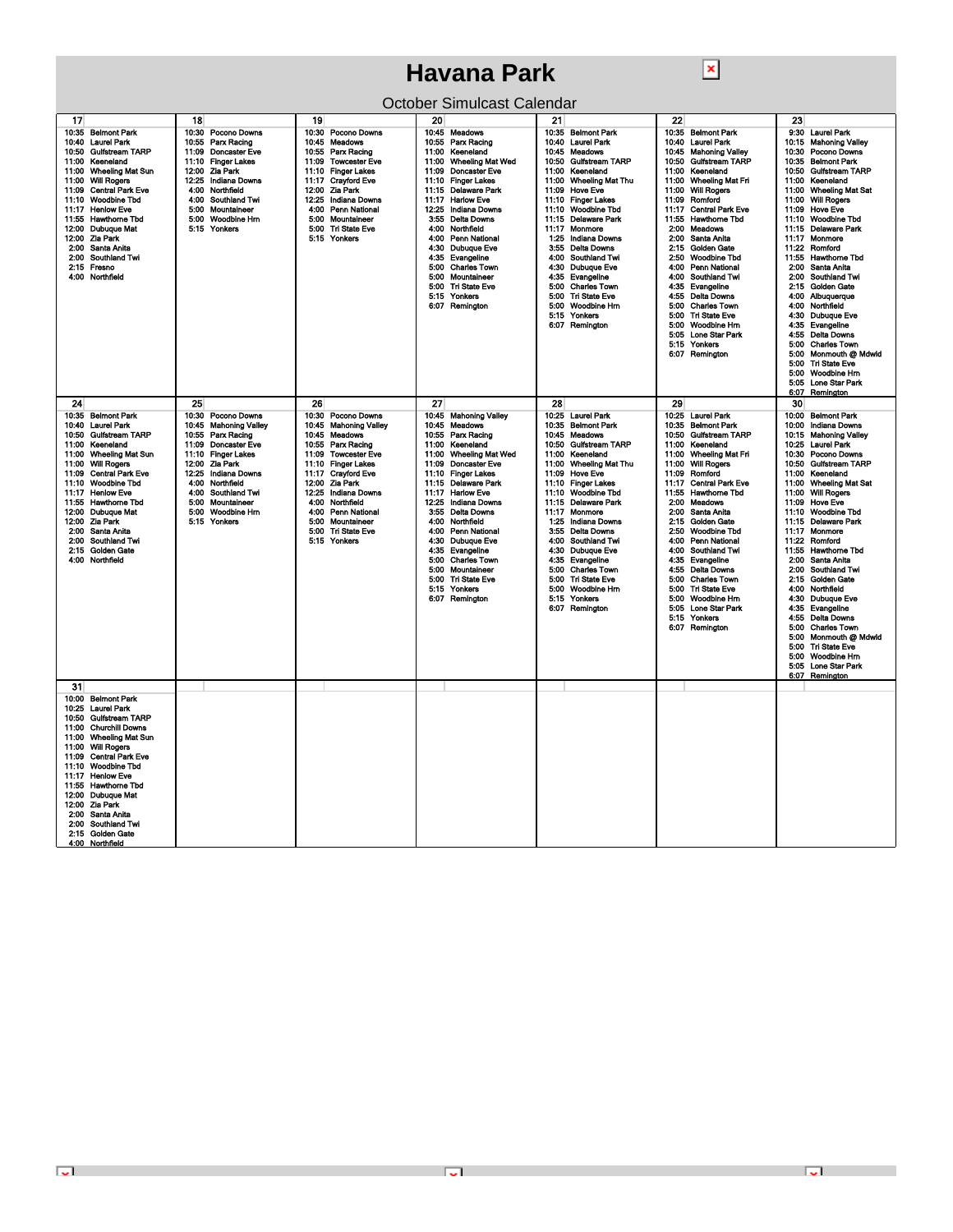# Havana Park

October Simulcast Calendar

| 17 | 18 | 19 | 20 | 21 | 22 | 23 |
|---|---|---|---|---|---|---|
| 10:35 Belmont Park<br>10:40 Laurel Park<br>10:50 Gulfstream TARP<br>11:00 Keeneland<br>11:00 Wheeling Mat Sun<br>11:00 Will Rogers<br>11:09 Central Park Eve<br>11:10 Woodbine Tbd<br>11:17 Henlow Eve<br>11:55 Hawthorne Tbd<br>12:00 Dubuque Mat<br>12:00 Zia Park<br>2:00 Santa Anita<br>2:00 Southland Twi<br>2:15 Fresno<br>4:00 Northfield | 10:30 Pocono Downs<br>10:55 Parx Racing<br>11:09 Doncaster Eve<br>11:10 Finger Lakes<br>12:00 Zia Park<br>12:25 Indiana Downs<br>4:00 Northfield<br>4:00 Southland Twi<br>5:00 Mountaineer<br>5:00 Woodbine Hrn<br>5:15 Yonkers | 10:30 Pocono Downs<br>10:45 Meadows<br>10:55 Parx Racing<br>11:09 Towcester Eve<br>11:10 Finger Lakes<br>11:17 Crayford Eve<br>12:00 Zia Park<br>12:25 Indiana Downs<br>4:00 Penn National<br>5:00 Mountaineer<br>5:00 Tri State Eve<br>5:15 Yonkers | 10:45 Meadows<br>10:55 Parx Racing<br>11:00 Keeneland<br>11:00 Wheeling Mat Wed<br>11:09 Doncaster Eve<br>11:10 Finger Lakes<br>11:15 Delaware Park<br>11:17 Harlow Eve<br>12:25 Indiana Downs<br>3:55 Delta Downs<br>4:00 Northfield<br>4:00 Penn National<br>4:30 Dubuque Eve<br>4:35 Evangeline<br>5:00 Charles Town<br>5:00 Mountaineer<br>5:00 Tri State Eve<br>5:15 Yonkers<br>6:07 Remington | 10:35 Belmont Park<br>10:40 Laurel Park<br>10:45 Meadows<br>10:50 Gulfstream TARP<br>11:00 Keeneland<br>11:00 Wheeling Mat Thu<br>11:09 Hove Eve<br>11:10 Finger Lakes<br>11:10 Woodbine Tbd<br>11:15 Delaware Park<br>11:17 Monmore<br>1:25 Indiana Downs<br>3:55 Delta Downs<br>4:00 Southland Twi<br>4:30 Dubuque Eve<br>4:35 Evangeline<br>5:00 Charles Town<br>5:00 Tri State Eve<br>5:00 Woodbine Hrn<br>5:15 Yonkers<br>6:07 Remington | 10:35 Belmont Park<br>10:40 Laurel Park<br>10:45 Mahoning Valley<br>10:50 Gulfstream TARP<br>11:00 Keeneland<br>11:00 Wheeling Mat Fri<br>11:00 Will Rogers<br>11:09 Romford<br>11:17 Central Park Eve<br>11:55 Hawthorne Tbd<br>2:00 Meadows<br>2:00 Santa Anita<br>2:15 Golden Gate<br>2:50 Woodbine Tbd<br>4:00 Penn National<br>4:00 Southland Twi<br>4:35 Evangeline<br>4:55 Delta Downs<br>5:00 Charles Town<br>5:00 Tri State Eve<br>5:00 Woodbine Hrn<br>5:05 Lone Star Park<br>5:15 Yonkers<br>6:07 Remington | 9:30 Laurel Park<br>10:15 Mahoning Valley<br>10:30 Pocono Downs<br>10:35 Belmont Park<br>10:50 Gulfstream TARP<br>11:00 Keeneland<br>11:00 Wheeling Mat Sat<br>11:00 Will Rogers<br>11:09 Hove Eve<br>11:10 Woodbine Tbd<br>11:15 Delaware Park<br>11:17 Monmore<br>11:22 Romford<br>11:55 Hawthorne Tbd<br>2:00 Santa Anita<br>2:00 Southland Twi<br>2:15 Golden Gate<br>4:00 Albuquerque<br>4:00 Northfield<br>4:30 Dubuque Eve<br>4:35 Evangeline<br>4:55 Delta Downs<br>5:00 Charles Town<br>5:00 Monmouth @ Mdwld<br>5:00 Tri State Eve<br>5:00 Woodbine Hrn<br>5:05 Lone Star Park<br>6:07 Remington |
| **24** | **25** | **26** | **27** | **28** | **29** | **30** |
| 10:35 Belmont Park<br>10:40 Laurel Park<br>10:50 Gulfstream TARP<br>11:00 Keeneland<br>11:00 Wheeling Mat Sun<br>11:00 Will Rogers<br>11:09 Central Park Eve<br>11:10 Woodbine Tbd<br>11:17 Henlow Eve<br>11:55 Hawthorne Tbd<br>12:00 Dubuque Mat<br>12:00 Zia Park<br>2:00 Santa Anita<br>2:00 Southland Twi<br>2:15 Golden Gate<br>4:00 Northfield | 10:30 Pocono Downs<br>10:45 Mahoning Valley<br>10:55 Parx Racing<br>11:09 Doncaster Eve<br>11:10 Finger Lakes<br>12:00 Zia Park<br>12:25 Indiana Downs<br>4:00 Northfield<br>4:00 Southland Twi<br>5:00 Mountaineer<br>5:00 Woodbine Hrn<br>5:15 Yonkers | 10:30 Pocono Downs<br>10:45 Mahoning Valley<br>10:45 Meadows<br>10:55 Parx Racing<br>11:09 Towcester Eve<br>11:10 Finger Lakes<br>11:17 Crayford Eve<br>12:00 Zia Park<br>12:25 Indiana Downs<br>4:00 Northfield<br>4:00 Penn National<br>5:00 Mountaineer<br>5:00 Tri State Eve<br>5:15 Yonkers | 10:45 Mahoning Valley<br>10:45 Meadows<br>10:55 Parx Racing<br>11:00 Keeneland<br>11:00 Wheeling Mat Wed<br>11:09 Doncaster Eve<br>11:10 Finger Lakes<br>11:15 Delaware Park<br>11:17 Harlow Eve<br>12:25 Indiana Downs<br>3:55 Delta Downs<br>4:00 Northfield<br>4:00 Penn National<br>4:30 Dubuque Eve<br>4:35 Evangeline<br>5:00 Charles Town<br>5:00 Mountaineer<br>5:00 Tri State Eve<br>5:15 Yonkers<br>6:07 Remington | 10:25 Laurel Park<br>10:35 Belmont Park<br>10:45 Meadows<br>10:50 Gulfstream TARP<br>11:00 Keeneland<br>11:00 Wheeling Mat Thu<br>11:09 Hove Eve<br>11:10 Finger Lakes<br>11:10 Woodbine Tbd<br>11:15 Delaware Park<br>11:17 Monmore<br>1:25 Indiana Downs<br>3:55 Delta Downs<br>4:00 Southland Twi<br>4:30 Dubuque Eve<br>4:35 Evangeline<br>5:00 Charles Town<br>5:00 Tri State Eve<br>5:00 Woodbine Hrn<br>5:15 Yonkers<br>6:07 Remington | 10:25 Laurel Park<br>10:35 Belmont Park<br>10:50 Gulfstream TARP<br>11:00 Keeneland<br>11:00 Wheeling Mat Fri<br>11:00 Will Rogers<br>11:09 Romford<br>11:17 Central Park Eve<br>11:55 Hawthorne Tbd<br>2:00 Meadows<br>2:00 Santa Anita<br>2:15 Golden Gate<br>2:50 Woodbine Tbd<br>4:00 Penn National<br>4:00 Southland Twi<br>4:35 Evangeline<br>4:55 Delta Downs<br>5:00 Charles Town<br>5:00 Tri State Eve<br>5:00 Woodbine Hrn<br>5:05 Lone Star Park<br>5:15 Yonkers<br>6:07 Remington | 10:00 Belmont Park<br>10:00 Indiana Downs<br>10:15 Mahoning Valley<br>10:25 Laurel Park<br>10:30 Pocono Downs<br>10:50 Gulfstream TARP<br>11:00 Keeneland<br>11:00 Wheeling Mat Sat<br>11:00 Will Rogers<br>11:09 Hove Eve<br>11:10 Woodbine Tbd<br>11:15 Delaware Park<br>11:17 Monmore<br>11:22 Romford<br>11:55 Hawthorne Tbd<br>2:00 Santa Anita<br>2:00 Southland Twi<br>2:15 Golden Gate<br>4:00 Northfield<br>4:30 Dubuque Eve<br>4:35 Evangeline<br>4:55 Delta Downs<br>5:00 Charles Town<br>5:00 Monmouth @ Mdwld<br>5:00 Tri State Eve<br>5:00 Woodbine Hrn<br>5:05 Lone Star Park<br>6:07 Remington |
| **31** | | | | | | |
| 10:00 Belmont Park<br>10:25 Laurel Park<br>10:50 Gulfstream TARP<br>11:00 Churchill Downs<br>11:00 Wheeling Mat Sun<br>11:00 Will Rogers<br>11:09 Central Park Eve<br>11:10 Woodbine Tbd<br>11:17 Henlow Eve<br>11:55 Hawthorne Tbd<br>12:00 Dubuque Mat<br>12:00 Zia Park<br>2:00 Santa Anita<br>2:00 Southland Twi<br>2:15 Golden Gate<br>4:00 Northfield | | | | | | |